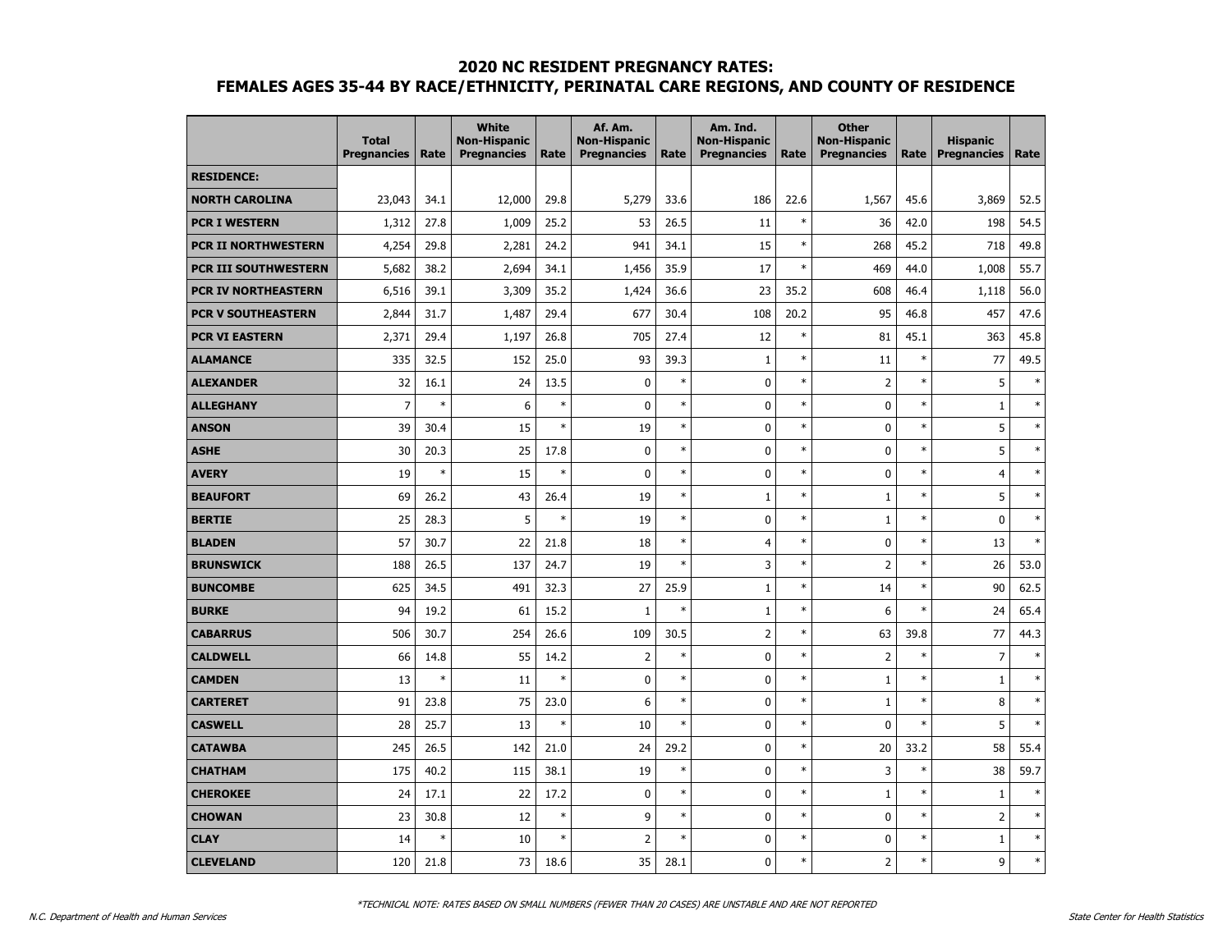## 2020 NC RESIDENT PREGNANCY RATES:
## FEMALES AGES 35-44 BY RACE/ETHNICITY, PERINATAL CARE REGIONS, AND COUNTY OF RESIDENCE

| | Total Pregnancies | Rate | White Non-Hispanic Pregnancies | Rate | Af. Am. Non-Hispanic Pregnancies | Rate | Am. Ind. Non-Hispanic Pregnancies | Rate | Other Non-Hispanic Pregnancies | Rate | Hispanic Pregnancies | Rate |
|---|---|---|---|---|---|---|---|---|---|---|---|---|
| **RESIDENCE:** | | | | | | | | | | | | |
| **NORTH CAROLINA** | 23,043 | 34.1 | 12,000 | 29.8 | 5,279 | 33.6 | 186 | 22.6 | 1,567 | 45.6 | 3,869 | 52.5 |
| **PCR I WESTERN** | 1,312 | 27.8 | 1,009 | 25.2 | 53 | 26.5 | 11 | * | 36 | 42.0 | 198 | 54.5 |
| **PCR II NORTHWESTERN** | 4,254 | 29.8 | 2,281 | 24.2 | 941 | 34.1 | 15 | * | 268 | 45.2 | 718 | 49.8 |
| **PCR III SOUTHWESTERN** | 5,682 | 38.2 | 2,694 | 34.1 | 1,456 | 35.9 | 17 | * | 469 | 44.0 | 1,008 | 55.7 |
| **PCR IV NORTHEASTERN** | 6,516 | 39.1 | 3,309 | 35.2 | 1,424 | 36.6 | 23 | 35.2 | 608 | 46.4 | 1,118 | 56.0 |
| **PCR V SOUTHEASTERN** | 2,844 | 31.7 | 1,487 | 29.4 | 677 | 30.4 | 108 | 20.2 | 95 | 46.8 | 457 | 47.6 |
| **PCR VI EASTERN** | 2,371 | 29.4 | 1,197 | 26.8 | 705 | 27.4 | 12 | * | 81 | 45.1 | 363 | 45.8 |
| **ALAMANCE** | 335 | 32.5 | 152 | 25.0 | 93 | 39.3 | 1 | * | 11 | * | 77 | 49.5 |
| **ALEXANDER** | 32 | 16.1 | 24 | 13.5 | 0 | * | 0 | * | 2 | * | 5 | * |
| **ALLEGHANY** | 7 | * | 6 | * | 0 | * | 0 | * | 0 | * | 1 | * |
| **ANSON** | 39 | 30.4 | 15 | * | 19 | * | 0 | * | 0 | * | 5 | * |
| **ASHE** | 30 | 20.3 | 25 | 17.8 | 0 | * | 0 | * | 0 | * | 5 | * |
| **AVERY** | 19 | * | 15 | * | 0 | * | 0 | * | 0 | * | 4 | * |
| **BEAUFORT** | 69 | 26.2 | 43 | 26.4 | 19 | * | 1 | * | 1 | * | 5 | * |
| **BERTIE** | 25 | 28.3 | 5 | * | 19 | * | 0 | * | 1 | * | 0 | * |
| **BLADEN** | 57 | 30.7 | 22 | 21.8 | 18 | * | 4 | * | 0 | * | 13 | * |
| **BRUNSWICK** | 188 | 26.5 | 137 | 24.7 | 19 | * | 3 | * | 2 | * | 26 | 53.0 |
| **BUNCOMBE** | 625 | 34.5 | 491 | 32.3 | 27 | 25.9 | 1 | * | 14 | * | 90 | 62.5 |
| **BURKE** | 94 | 19.2 | 61 | 15.2 | 1 | * | 1 | * | 6 | * | 24 | 65.4 |
| **CABARRUS** | 506 | 30.7 | 254 | 26.6 | 109 | 30.5 | 2 | * | 63 | 39.8 | 77 | 44.3 |
| **CALDWELL** | 66 | 14.8 | 55 | 14.2 | 2 | * | 0 | * | 2 | * | 7 | * |
| **CAMDEN** | 13 | * | 11 | * | 0 | * | 0 | * | 1 | * | 1 | * |
| **CARTERET** | 91 | 23.8 | 75 | 23.0 | 6 | * | 0 | * | 1 | * | 8 | * |
| **CASWELL** | 28 | 25.7 | 13 | * | 10 | * | 0 | * | 0 | * | 5 | * |
| **CATAWBA** | 245 | 26.5 | 142 | 21.0 | 24 | 29.2 | 0 | * | 20 | 33.2 | 58 | 55.4 |
| **CHATHAM** | 175 | 40.2 | 115 | 38.1 | 19 | * | 0 | * | 3 | * | 38 | 59.7 |
| **CHEROKEE** | 24 | 17.1 | 22 | 17.2 | 0 | * | 0 | * | 1 | * | 1 | * |
| **CHOWAN** | 23 | 30.8 | 12 | * | 9 | * | 0 | * | 0 | * | 2 | * |
| **CLAY** | 14 | * | 10 | * | 2 | * | 0 | * | 0 | * | 1 | * |
| **CLEVELAND** | 120 | 21.8 | 73 | 18.6 | 35 | 28.1 | 0 | * | 2 | * | 9 | * |

*TECHNICAL NOTE: RATES BASED ON SMALL NUMBERS (FEWER THAN 20 CASES) ARE UNSTABLE AND ARE NOT REPORTED

N.C. Department of Health and Human Services

State Center for Health Statistics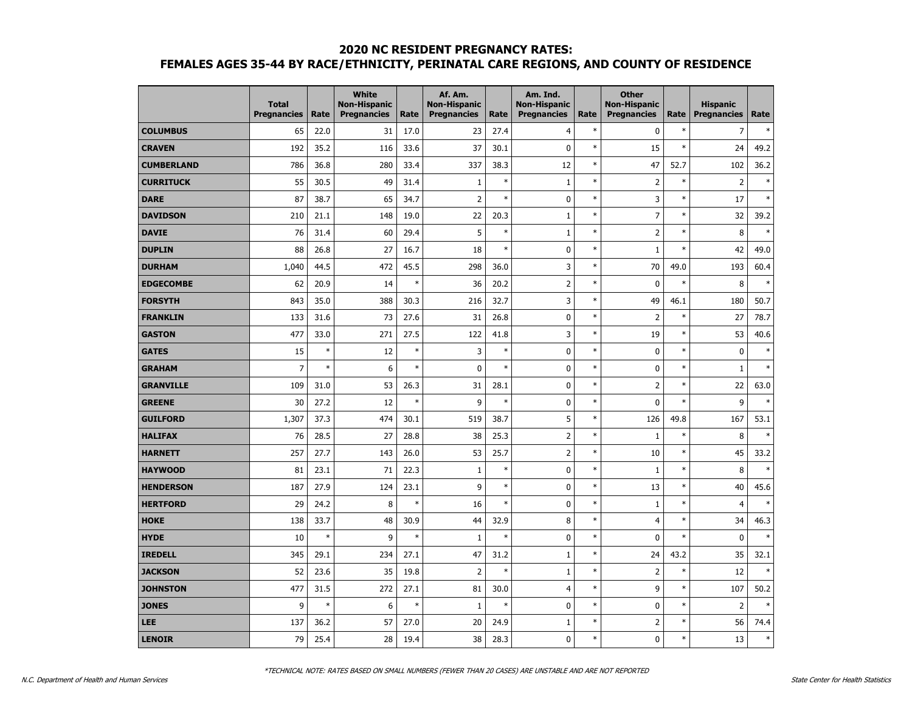## 2020 NC RESIDENT PREGNANCY RATES:
## FEMALES AGES 35-44 BY RACE/ETHNICITY, PERINATAL CARE REGIONS, AND COUNTY OF RESIDENCE

| | Total Pregnancies | Rate | White Non-Hispanic Pregnancies | Rate | Af. Am. Non-Hispanic Pregnancies | Rate | Am. Ind. Non-Hispanic Pregnancies | Rate | Other Non-Hispanic Pregnancies | Rate | Hispanic Pregnancies | Rate |
|---|---|---|---|---|---|---|---|---|---|---|---|---|
| **COLUMBUS** | 65 | 22.0 | 31 | 17.0 | 23 | 27.4 | 4 | * | 0 | * | 7 | * |
| **CRAVEN** | 192 | 35.2 | 116 | 33.6 | 37 | 30.1 | 0 | * | 15 | * | 24 | 49.2 |
| **CUMBERLAND** | 786 | 36.8 | 280 | 33.4 | 337 | 38.3 | 12 | * | 47 | 52.7 | 102 | 36.2 |
| **CURRITUCK** | 55 | 30.5 | 49 | 31.4 | 1 | * | 1 | * | 2 | * | 2 | * |
| **DARE** | 87 | 38.7 | 65 | 34.7 | 2 | * | 0 | * | 3 | * | 17 | * |
| **DAVIDSON** | 210 | 21.1 | 148 | 19.0 | 22 | 20.3 | 1 | * | 7 | * | 32 | 39.2 |
| **DAVIE** | 76 | 31.4 | 60 | 29.4 | 5 | * | 1 | * | 2 | * | 8 | * |
| **DUPLIN** | 88 | 26.8 | 27 | 16.7 | 18 | * | 0 | * | 1 | * | 42 | 49.0 |
| **DURHAM** | 1,040 | 44.5 | 472 | 45.5 | 298 | 36.0 | 3 | * | 70 | 49.0 | 193 | 60.4 |
| **EDGECOMBE** | 62 | 20.9 | 14 | * | 36 | 20.2 | 2 | * | 0 | * | 8 | * |
| **FORSYTH** | 843 | 35.0 | 388 | 30.3 | 216 | 32.7 | 3 | * | 49 | 46.1 | 180 | 50.7 |
| **FRANKLIN** | 133 | 31.6 | 73 | 27.6 | 31 | 26.8 | 0 | * | 2 | * | 27 | 78.7 |
| **GASTON** | 477 | 33.0 | 271 | 27.5 | 122 | 41.8 | 3 | * | 19 | * | 53 | 40.6 |
| **GATES** | 15 | * | 12 | * | 3 | * | 0 | * | 0 | * | 0 | * |
| **GRAHAM** | 7 | * | 6 | * | 0 | * | 0 | * | 0 | * | 1 | * |
| **GRANVILLE** | 109 | 31.0 | 53 | 26.3 | 31 | 28.1 | 0 | * | 2 | * | 22 | 63.0 |
| **GREENE** | 30 | 27.2 | 12 | * | 9 | * | 0 | * | 0 | * | 9 | * |
| **GUILFORD** | 1,307 | 37.3 | 474 | 30.1 | 519 | 38.7 | 5 | * | 126 | 49.8 | 167 | 53.1 |
| **HALIFAX** | 76 | 28.5 | 27 | 28.8 | 38 | 25.3 | 2 | * | 1 | * | 8 | * |
| **HARNETT** | 257 | 27.7 | 143 | 26.0 | 53 | 25.7 | 2 | * | 10 | * | 45 | 33.2 |
| **HAYWOOD** | 81 | 23.1 | 71 | 22.3 | 1 | * | 0 | * | 1 | * | 8 | * |
| **HENDERSON** | 187 | 27.9 | 124 | 23.1 | 9 | * | 0 | * | 13 | * | 40 | 45.6 |
| **HERTFORD** | 29 | 24.2 | 8 | * | 16 | * | 0 | * | 1 | * | 4 | * |
| **HOKE** | 138 | 33.7 | 48 | 30.9 | 44 | 32.9 | 8 | * | 4 | * | 34 | 46.3 |
| **HYDE** | 10 | * | 9 | * | 1 | * | 0 | * | 0 | * | 0 | * |
| **IREDELL** | 345 | 29.1 | 234 | 27.1 | 47 | 31.2 | 1 | * | 24 | 43.2 | 35 | 32.1 |
| **JACKSON** | 52 | 23.6 | 35 | 19.8 | 2 | * | 1 | * | 2 | * | 12 | * |
| **JOHNSTON** | 477 | 31.5 | 272 | 27.1 | 81 | 30.0 | 4 | * | 9 | * | 107 | 50.2 |
| **JONES** | 9 | * | 6 | * | 1 | * | 0 | * | 0 | * | 2 | * |
| **LEE** | 137 | 36.2 | 57 | 27.0 | 20 | 24.9 | 1 | * | 2 | * | 56 | 74.4 |
| **LENOIR** | 79 | 25.4 | 28 | 19.4 | 38 | 28.3 | 0 | * | 0 | * | 13 | * |

*TECHNICAL NOTE: RATES BASED ON SMALL NUMBERS (FEWER THAN 20 CASES) ARE UNSTABLE AND ARE NOT REPORTED

N.C. Department of Health and Human Services — State Center for Health Statistics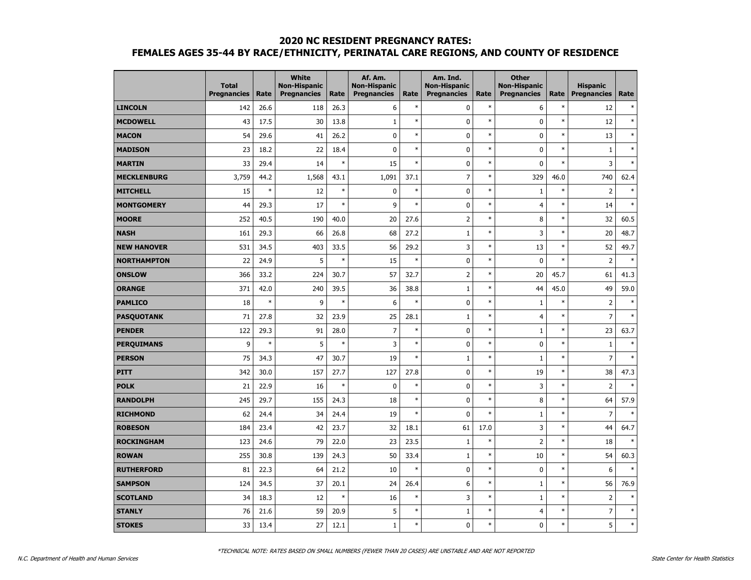# 2020 NC RESIDENT PREGNANCY RATES:
# FEMALES AGES 35-44 BY RACE/ETHNICITY, PERINATAL CARE REGIONS, AND COUNTY OF RESIDENCE

| | Total Pregnancies | Rate | White Non-Hispanic Pregnancies | Rate | Af. Am. Non-Hispanic Pregnancies | Rate | Am. Ind. Non-Hispanic Pregnancies | Rate | Other Non-Hispanic Pregnancies | Rate | Hispanic Pregnancies | Rate |
|---|---|---|---|---|---|---|---|---|---|---|---|---|
| **LINCOLN** | 142 | 26.6 | 118 | 26.3 | 6 | * | 0 | * | 6 | * | 12 | * |
| **MCDOWELL** | 43 | 17.5 | 30 | 13.8 | 1 | * | 0 | * | 0 | * | 12 | * |
| **MACON** | 54 | 29.6 | 41 | 26.2 | 0 | * | 0 | * | 0 | * | 13 | * |
| **MADISON** | 23 | 18.2 | 22 | 18.4 | 0 | * | 0 | * | 0 | * | 1 | * |
| **MARTIN** | 33 | 29.4 | 14 | * | 15 | * | 0 | * | 0 | * | 3 | * |
| **MECKLENBURG** | 3,759 | 44.2 | 1,568 | 43.1 | 1,091 | 37.1 | 7 | * | 329 | 46.0 | 740 | 62.4 |
| **MITCHELL** | 15 | * | 12 | * | 0 | * | 0 | * | 1 | * | 2 | * |
| **MONTGOMERY** | 44 | 29.3 | 17 | * | 9 | * | 0 | * | 4 | * | 14 | * |
| **MOORE** | 252 | 40.5 | 190 | 40.0 | 20 | 27.6 | 2 | * | 8 | * | 32 | 60.5 |
| **NASH** | 161 | 29.3 | 66 | 26.8 | 68 | 27.2 | 1 | * | 3 | * | 20 | 48.7 |
| **NEW HANOVER** | 531 | 34.5 | 403 | 33.5 | 56 | 29.2 | 3 | * | 13 | * | 52 | 49.7 |
| **NORTHAMPTON** | 22 | 24.9 | 5 | * | 15 | * | 0 | * | 0 | * | 2 | * |
| **ONSLOW** | 366 | 33.2 | 224 | 30.7 | 57 | 32.7 | 2 | * | 20 | 45.7 | 61 | 41.3 |
| **ORANGE** | 371 | 42.0 | 240 | 39.5 | 36 | 38.8 | 1 | * | 44 | 45.0 | 49 | 59.0 |
| **PAMLICO** | 18 | * | 9 | * | 6 | * | 0 | * | 1 | * | 2 | * |
| **PASQUOTANK** | 71 | 27.8 | 32 | 23.9 | 25 | 28.1 | 1 | * | 4 | * | 7 | * |
| **PENDER** | 122 | 29.3 | 91 | 28.0 | 7 | * | 0 | * | 1 | * | 23 | 63.7 |
| **PERQUIMANS** | 9 | * | 5 | * | 3 | * | 0 | * | 0 | * | 1 | * |
| **PERSON** | 75 | 34.3 | 47 | 30.7 | 19 | * | 1 | * | 1 | * | 7 | * |
| **PITT** | 342 | 30.0 | 157 | 27.7 | 127 | 27.8 | 0 | * | 19 | * | 38 | 47.3 |
| **POLK** | 21 | 22.9 | 16 | * | 0 | * | 0 | * | 3 | * | 2 | * |
| **RANDOLPH** | 245 | 29.7 | 155 | 24.3 | 18 | * | 0 | * | 8 | * | 64 | 57.9 |
| **RICHMOND** | 62 | 24.4 | 34 | 24.4 | 19 | * | 0 | * | 1 | * | 7 | * |
| **ROBESON** | 184 | 23.4 | 42 | 23.7 | 32 | 18.1 | 61 | 17.0 | 3 | * | 44 | 64.7 |
| **ROCKINGHAM** | 123 | 24.6 | 79 | 22.0 | 23 | 23.5 | 1 | * | 2 | * | 18 | * |
| **ROWAN** | 255 | 30.8 | 139 | 24.3 | 50 | 33.4 | 1 | * | 10 | * | 54 | 60.3 |
| **RUTHERFORD** | 81 | 22.3 | 64 | 21.2 | 10 | * | 0 | * | 0 | * | 6 | * |
| **SAMPSON** | 124 | 34.5 | 37 | 20.1 | 24 | 26.4 | 6 | * | 1 | * | 56 | 76.9 |
| **SCOTLAND** | 34 | 18.3 | 12 | * | 16 | * | 3 | * | 1 | * | 2 | * |
| **STANLY** | 76 | 21.6 | 59 | 20.9 | 5 | * | 1 | * | 4 | * | 7 | * |
| **STOKES** | 33 | 13.4 | 27 | 12.1 | 1 | * | 0 | * | 0 | * | 5 | * |

*\*TECHNICAL NOTE: RATES BASED ON SMALL NUMBERS (FEWER THAN 20 CASES) ARE UNSTABLE AND ARE NOT REPORTED*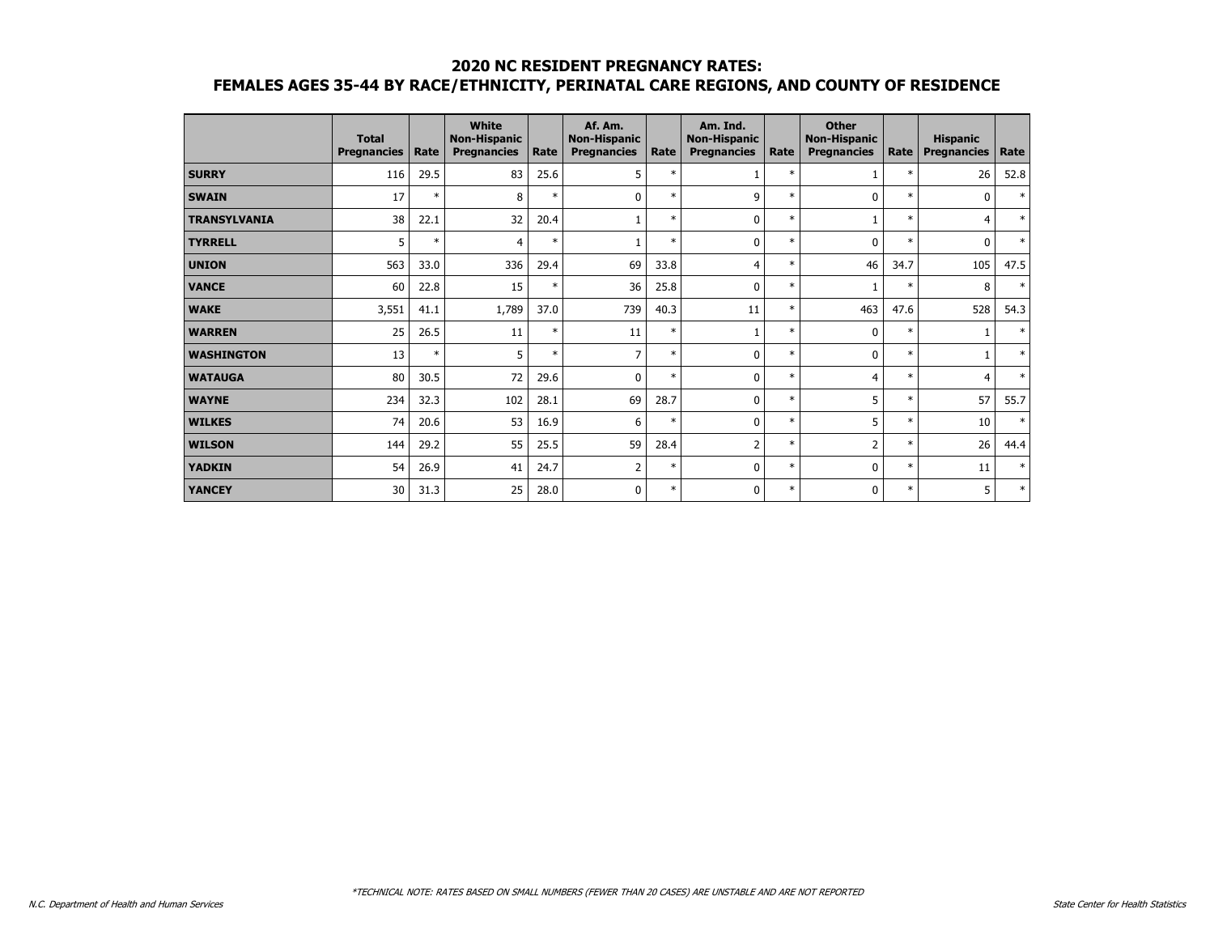## 2020 NC RESIDENT PREGNANCY RATES:
## FEMALES AGES 35-44 BY RACE/ETHNICITY, PERINATAL CARE REGIONS, AND COUNTY OF RESIDENCE

| | Total Pregnancies | Rate | White Non-Hispanic Pregnancies | Rate | Af. Am. Non-Hispanic Pregnancies | Rate | Am. Ind. Non-Hispanic Pregnancies | Rate | Other Non-Hispanic Pregnancies | Rate | Hispanic Pregnancies | Rate |
|---|---|---|---|---|---|---|---|---|---|---|---|---|
| **SURRY** | 116 | 29.5 | 83 | 25.6 | 5 | * | 1 | * | 1 | * | 26 | 52.8 |
| **SWAIN** | 17 | * | 8 | * | 0 | * | 9 | * | 0 | * | 0 | * |
| **TRANSYLVANIA** | 38 | 22.1 | 32 | 20.4 | 1 | * | 0 | * | 1 | * | 4 | * |
| **TYRRELL** | 5 | * | 4 | * | 1 | * | 0 | * | 0 | * | 0 | * |
| **UNION** | 563 | 33.0 | 336 | 29.4 | 69 | 33.8 | 4 | * | 46 | 34.7 | 105 | 47.5 |
| **VANCE** | 60 | 22.8 | 15 | * | 36 | 25.8 | 0 | * | 1 | * | 8 | * |
| **WAKE** | 3,551 | 41.1 | 1,789 | 37.0 | 739 | 40.3 | 11 | * | 463 | 47.6 | 528 | 54.3 |
| **WARREN** | 25 | 26.5 | 11 | * | 11 | * | 1 | * | 0 | * | 1 | * |
| **WASHINGTON** | 13 | * | 5 | * | 7 | * | 0 | * | 0 | * | 1 | * |
| **WATAUGA** | 80 | 30.5 | 72 | 29.6 | 0 | * | 0 | * | 4 | * | 4 | * |
| **WAYNE** | 234 | 32.3 | 102 | 28.1 | 69 | 28.7 | 0 | * | 5 | * | 57 | 55.7 |
| **WILKES** | 74 | 20.6 | 53 | 16.9 | 6 | * | 0 | * | 5 | * | 10 | * |
| **WILSON** | 144 | 29.2 | 55 | 25.5 | 59 | 28.4 | 2 | * | 2 | * | 26 | 44.4 |
| **YADKIN** | 54 | 26.9 | 41 | 24.7 | 2 | * | 0 | * | 0 | * | 11 | * |
| **YANCEY** | 30 | 31.3 | 25 | 28.0 | 0 | * | 0 | * | 0 | * | 5 | * |

*TECHNICAL NOTE: RATES BASED ON SMALL NUMBERS (FEWER THAN 20 CASES) ARE UNSTABLE AND ARE NOT REPORTED

N.C. Department of Health and Human Services

State Center for Health Statistics